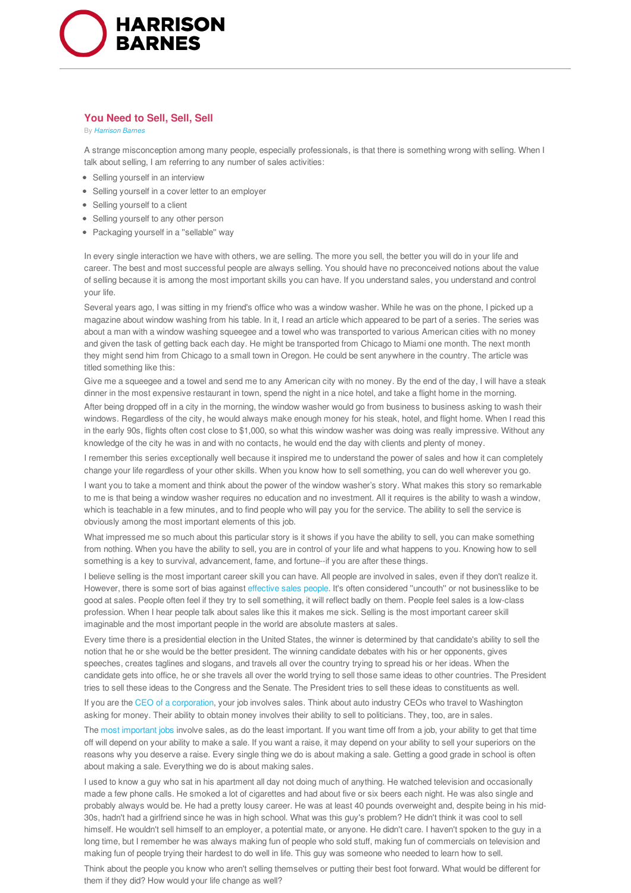# You Need to Sell, Sell, Sell

By *Harrison Barnes*

A strange misconception among many people, especially professionals, is that there is something wrong with selling. When I talk about selling, I am referring to any number of sales activities:

- Selling yourself in an interview
- Selling yourself in a cover letter to an employer
- Selling yourself to a client
- Selling yourself to any other person
- Packaging yourself in a "sellable" way

In every single interaction we have with others, we are selling. The more you sell, the better you will do in your life and career. The best and most successful people are always selling. You should have no preconceived notions about the value of selling because it is among the most important skills you can have. If you understand sales, you understand and control your life.

Several years ago, I was sitting in my friend's office who was a window washer. While he was on the phone, I picked up a magazine about window washing from his table. In it, I read an article which appeared to be part of a series. The series was about a man with a window washing squeegee and a towel who was transported to various American cities with no money and given the task of getting back each day. He might be transported from Chicago to Miami one month. The next month they might send him from Chicago to a small town in Oregon. He could be sent anywhere in the country. The article was titled something like this:

Give me a squeegee and a towel and send me to any American city with no money. By the end of the day, I will have a steak dinner in the most expensive restaurant in town, spend the night in a nice hotel, and take a flight home in the morning.

After being dropped off in a city in the morning, the window washer would go from business to business asking to wash their windows. Regardless of the city, he would always make enough money for his steak, hotel, and flight home. When I read this in the early 90s, flights often cost close to $1,000, so what this window washer was doing was really impressive. Without any knowledge of the city he was in and with no contacts, he would end the day with clients and plenty of money.

I remember this series exceptionally well because it inspired me to understand the power of sales and how it can completely change your life regardless of your other skills. When you know how to sell something, you can do well wherever you go.

I want you to take a moment and think about the power of the window washer's story. What makes this story so remarkable to me is that being a window washer requires no education and no investment. All it requires is the ability to wash a window, which is teachable in a few minutes, and to find people who will pay you for the service. The ability to sell the service is obviously among the most important elements of this job.

What impressed me so much about this particular story is it shows if you have the ability to sell, you can make something from nothing. When you have the ability to sell, you are in control of your life and what happens to you. Knowing how to sell something is a key to survival, advancement, fame, and fortune--if you are after these things.

I believe selling is the most important career skill you can have. All people are involved in sales, even if they don't realize it. However, there is some sort of bias against effective sales people. It's often considered "uncouth" or not businesslike to be good at sales. People often feel if they try to sell something, it will reflect badly on them. People feel sales is a low-class profession. When I hear people talk about sales like this it makes me sick. Selling is the most important career skill imaginable and the most important people in the world are absolute masters at sales.

Every time there is a presidential election in the United States, the winner is determined by that candidate's ability to sell the notion that he or she would be the better president. The winning candidate debates with his or her opponents, gives speeches, creates taglines and slogans, and travels all over the country trying to spread his or her ideas. When the candidate gets into office, he or she travels all over the world trying to sell those same ideas to other countries. The President tries to sell these ideas to the Congress and the Senate. The President tries to sell these ideas to constituents as well.

If you are the CEO of a corporation, your job involves sales. Think about auto industry CEOs who travel to Washington asking for money. Their ability to obtain money involves their ability to sell to politicians. They, too, are in sales.

The most important jobs involve sales, as do the least important. If you want time off from a job, your ability to get that time off will depend on your ability to make a sale. If you want a raise, it may depend on your ability to sell your superiors on the reasons why you deserve a raise. Every single thing we do is about making a sale. Getting a good grade in school is often about making a sale. Everything we do is about making sales.

I used to know a guy who sat in his apartment all day not doing much of anything. He watched television and occasionally made a few phone calls. He smoked a lot of cigarettes and had about five or six beers each night. He was also single and probably always would be. He had a pretty lousy career. He was at least 40 pounds overweight and, despite being in his mid-30s, hadn't had a girlfriend since he was in high school. What was this guy's problem? He didn't think it was cool to sell himself. He wouldn't sell himself to an employer, a potential mate, or anyone. He didn't care. I haven't spoken to the guy in a long time, but I remember he was always making fun of people who sold stuff, making fun of commercials on television and making fun of people trying their hardest to do well in life. This guy was someone who needed to learn how to sell.

Think about the people you know who aren't selling themselves or putting their best foot forward. What would be different for them if they did? How would your life change as well?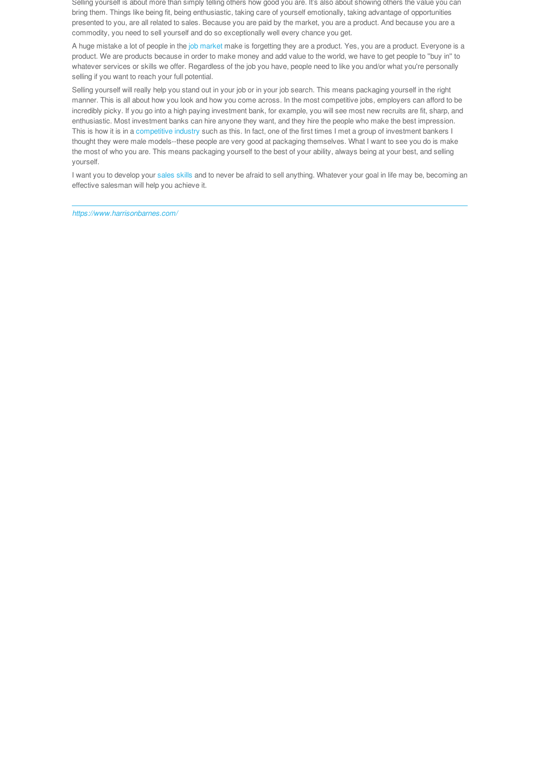Selling yourself is about more than simply telling others how good you are. It's also about showing others the value you can bring them. Things like being fit, being enthusiastic, taking care of yourself emotionally, taking advantage of opportunities presented to you, are all related to sales. Because you are paid by the market, you are a product. And because you are a commodity, you need to sell yourself and do so exceptionally well every chance you get.

A huge mistake a lot of people in the job market make is forgetting they are a product. Yes, you are a product. Everyone is a product. We are products because in order to make money and add value to the world, we have to get people to "buy in" to whatever services or skills we offer. Regardless of the job you have, people need to like you and/or what you're personally selling if you want to reach your full potential.

Selling yourself will really help you stand out in your job or in your job search. This means packaging yourself in the right manner. This is all about how you look and how you come across. In the most competitive jobs, employers can afford to be incredibly picky. If you go into a high paying investment bank, for example, you will see most new recruits are fit, sharp, and enthusiastic. Most investment banks can hire anyone they want, and they hire the people who make the best impression. This is how it is in a competitive industry such as this. In fact, one of the first times I met a group of investment bankers I thought they were male models--these people are very good at packaging themselves. What I want to see you do is make the most of who you are. This means packaging yourself to the best of your ability, always being at your best, and selling yourself.

I want you to develop your sales skills and to never be afraid to sell anything. Whatever your goal in life may be, becoming an effective salesman will help you achieve it.

---

*https://www.harrisonbarnes.com/*